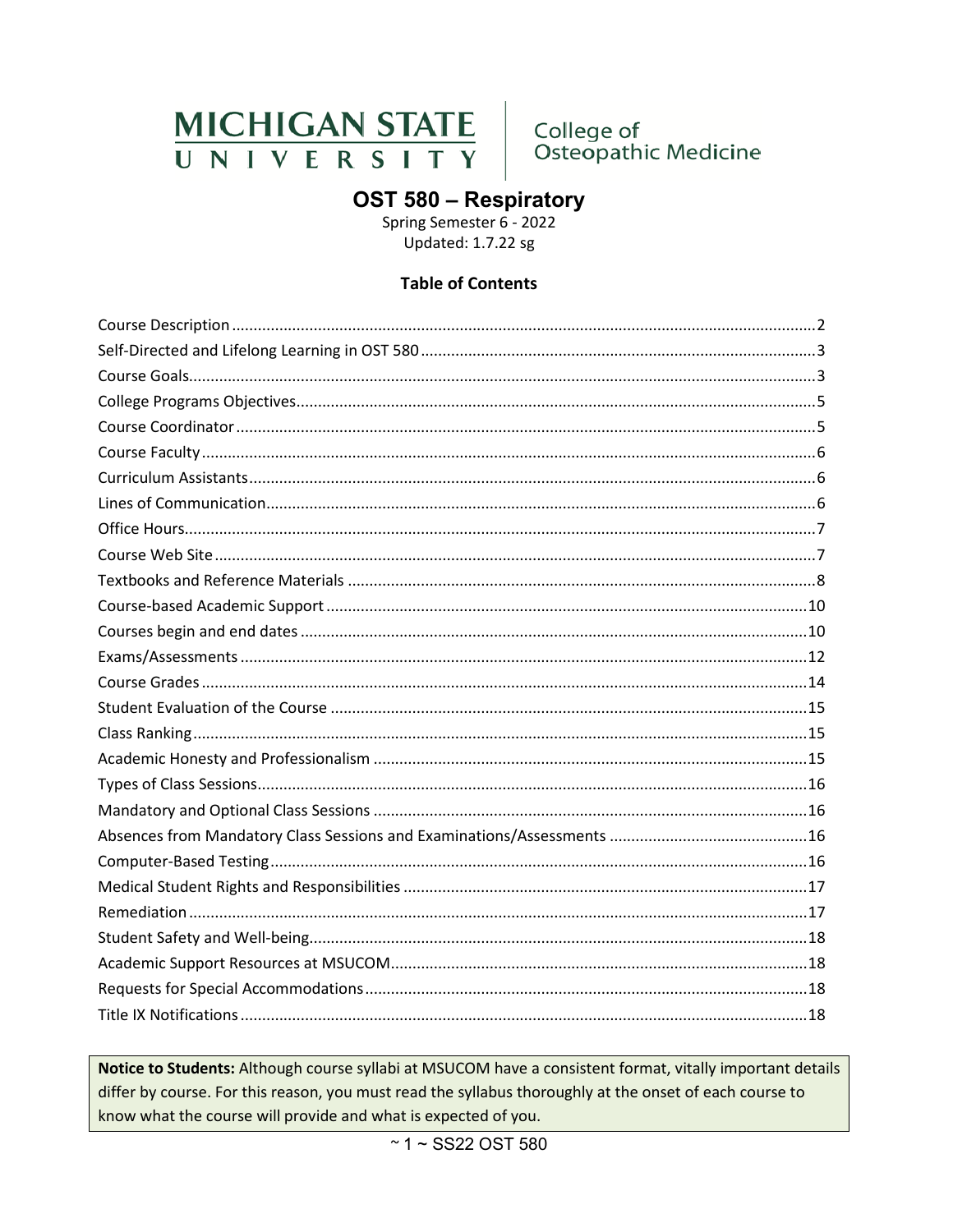MICHIGAN STATE UNIVERSITY | College of Osteopathic Medicine

# OST 580 – Respiratory

Spring Semester 6 - 2022

Updated: 1.7.22 sg

## Table of Contents

| Section | Page |
| --- | --- |
| Course Description | 2 |
| Self-Directed and Lifelong Learning in OST 580 | 3 |
| Course Goals | 3 |
| College Programs Objectives | 5 |
| Course Coordinator | 5 |
| Course Faculty | 6 |
| Curriculum Assistants | 6 |
| Lines of Communication | 6 |
| Office Hours | 7 |
| Course Web Site | 7 |
| Textbooks and Reference Materials | 8 |
| Course-based Academic Support | 10 |
| Courses begin and end dates | 10 |
| Exams/Assessments | 12 |
| Course Grades | 14 |
| Student Evaluation of the Course | 15 |
| Class Ranking | 15 |
| Academic Honesty and Professionalism | 15 |
| Types of Class Sessions | 16 |
| Mandatory and Optional Class Sessions | 16 |
| Absences from Mandatory Class Sessions and Examinations/Assessments | 16 |
| Computer-Based Testing | 16 |
| Medical Student Rights and Responsibilities | 17 |
| Remediation | 17 |
| Student Safety and Well-being | 18 |
| Academic Support Resources at MSUCOM | 18 |
| Requests for Special Accommodations | 18 |
| Title IX Notifications | 18 |

**Notice to Students:** Although course syllabi at MSUCOM have a consistent format, vitally important details differ by course. For this reason, you must read the syllabus thoroughly at the onset of each course to know what the course will provide and what is expected of you.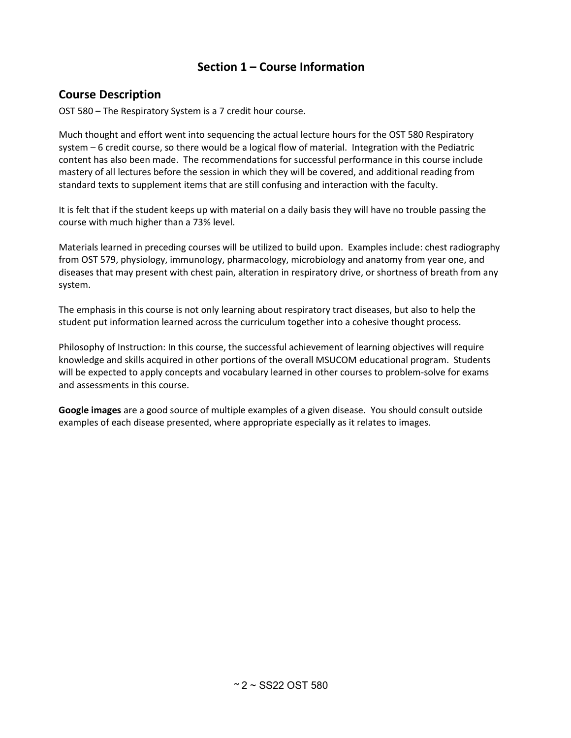# Section 1 – Course Information

## Course Description

OST 580 – The Respiratory System is a 7 credit hour course.

Much thought and effort went into sequencing the actual lecture hours for the OST 580 Respiratory system – 6 credit course, so there would be a logical flow of material. Integration with the Pediatric content has also been made. The recommendations for successful performance in this course include mastery of all lectures before the session in which they will be covered, and additional reading from standard texts to supplement items that are still confusing and interaction with the faculty.

It is felt that if the student keeps up with material on a daily basis they will have no trouble passing the course with much higher than a 73% level.

Materials learned in preceding courses will be utilized to build upon. Examples include: chest radiography from OST 579, physiology, immunology, pharmacology, microbiology and anatomy from year one, and diseases that may present with chest pain, alteration in respiratory drive, or shortness of breath from any system.

The emphasis in this course is not only learning about respiratory tract diseases, but also to help the student put information learned across the curriculum together into a cohesive thought process.

Philosophy of Instruction: In this course, the successful achievement of learning objectives will require knowledge and skills acquired in other portions of the overall MSUCOM educational program. Students will be expected to apply concepts and vocabulary learned in other courses to problem-solve for exams and assessments in this course.

**Google images** are a good source of multiple examples of a given disease. You should consult outside examples of each disease presented, where appropriate especially as it relates to images.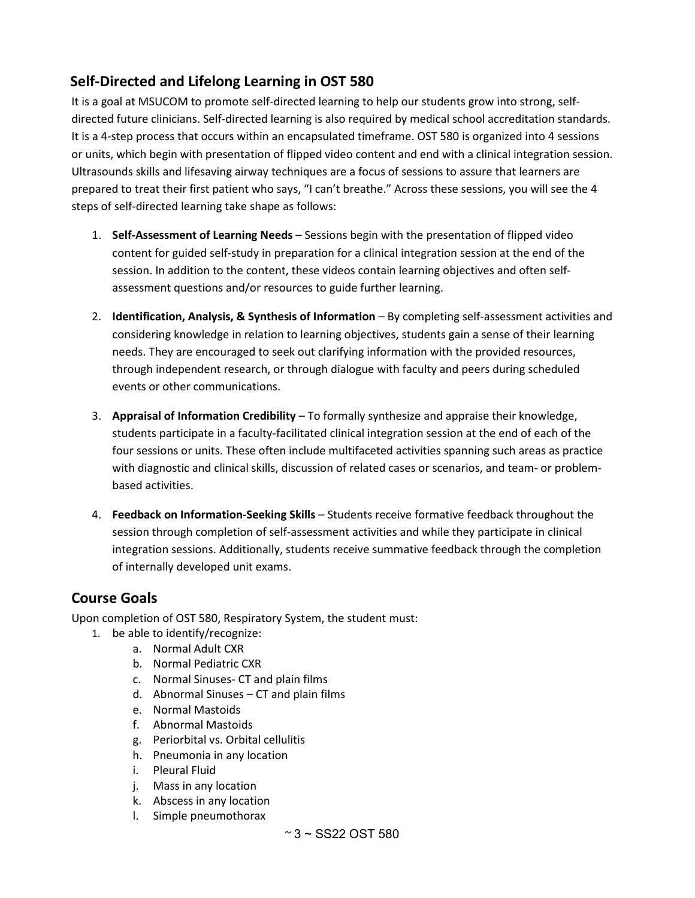## Self-Directed and Lifelong Learning in OST 580

It is a goal at MSUCOM to promote self-directed learning to help our students grow into strong, self-directed future clinicians. Self-directed learning is also required by medical school accreditation standards. It is a 4-step process that occurs within an encapsulated timeframe. OST 580 is organized into 4 sessions or units, which begin with presentation of flipped video content and end with a clinical integration session. Ultrasounds skills and lifesaving airway techniques are a focus of sessions to assure that learners are prepared to treat their first patient who says, "I can't breathe." Across these sessions, you will see the 4 steps of self-directed learning take shape as follows:

1. **Self-Assessment of Learning Needs** – Sessions begin with the presentation of flipped video content for guided self-study in preparation for a clinical integration session at the end of the session. In addition to the content, these videos contain learning objectives and often self-assessment questions and/or resources to guide further learning.

2. **Identification, Analysis, & Synthesis of Information** – By completing self-assessment activities and considering knowledge in relation to learning objectives, students gain a sense of their learning needs. They are encouraged to seek out clarifying information with the provided resources, through independent research, or through dialogue with faculty and peers during scheduled events or other communications.

3. **Appraisal of Information Credibility** – To formally synthesize and appraise their knowledge, students participate in a faculty-facilitated clinical integration session at the end of each of the four sessions or units. These often include multifaceted activities spanning such areas as practice with diagnostic and clinical skills, discussion of related cases or scenarios, and team- or problem-based activities.

4. **Feedback on Information-Seeking Skills** – Students receive formative feedback throughout the session through completion of self-assessment activities and while they participate in clinical integration sessions. Additionally, students receive summative feedback through the completion of internally developed unit exams.

## Course Goals

Upon completion of OST 580, Respiratory System, the student must:

1. be able to identify/recognize:
    a. Normal Adult CXR
    b. Normal Pediatric CXR
    c. Normal Sinuses- CT and plain films
    d. Abnormal Sinuses – CT and plain films
    e. Normal Mastoids
    f. Abnormal Mastoids
    g. Periorbital vs. Orbital cellulitis
    h. Pneumonia in any location
    i. Pleural Fluid
    j. Mass in any location
    k. Abscess in any location
    l. Simple pneumothorax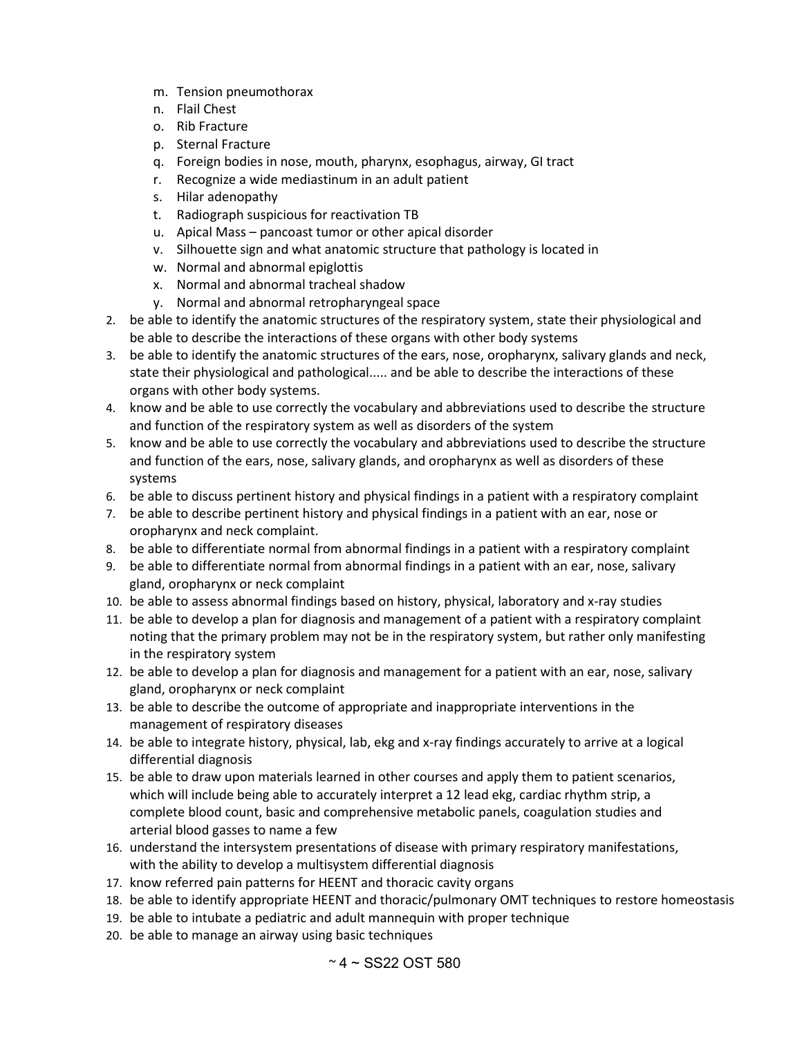m. Tension pneumothorax
   n. Flail Chest
   o. Rib Fracture
   p. Sternal Fracture
   q. Foreign bodies in nose, mouth, pharynx, esophagus, airway, GI tract
   r. Recognize a wide mediastinum in an adult patient
   s. Hilar adenopathy
   t. Radiograph suspicious for reactivation TB
   u. Apical Mass – pancoast tumor or other apical disorder
   v. Silhouette sign and what anatomic structure that pathology is located in
   w. Normal and abnormal epiglottis
   x. Normal and abnormal tracheal shadow
   y. Normal and abnormal retropharyngeal space

2. be able to identify the anatomic structures of the respiratory system, state their physiological and be able to describe the interactions of these organs with other body systems
3. be able to identify the anatomic structures of the ears, nose, oropharynx, salivary glands and neck, state their physiological and pathological..... and be able to describe the interactions of these organs with other body systems.
4. know and be able to use correctly the vocabulary and abbreviations used to describe the structure and function of the respiratory system as well as disorders of the system
5. know and be able to use correctly the vocabulary and abbreviations used to describe the structure and function of the ears, nose, salivary glands, and oropharynx as well as disorders of these systems
6. be able to discuss pertinent history and physical findings in a patient with a respiratory complaint
7. be able to describe pertinent history and physical findings in a patient with an ear, nose or oropharynx and neck complaint.
8. be able to differentiate normal from abnormal findings in a patient with a respiratory complaint
9. be able to differentiate normal from abnormal findings in a patient with an ear, nose, salivary gland, oropharynx or neck complaint
10. be able to assess abnormal findings based on history, physical, laboratory and x-ray studies
11. be able to develop a plan for diagnosis and management of a patient with a respiratory complaint noting that the primary problem may not be in the respiratory system, but rather only manifesting in the respiratory system
12. be able to develop a plan for diagnosis and management for a patient with an ear, nose, salivary gland, oropharynx or neck complaint
13. be able to describe the outcome of appropriate and inappropriate interventions in the management of respiratory diseases
14. be able to integrate history, physical, lab, ekg and x-ray findings accurately to arrive at a logical differential diagnosis
15. be able to draw upon materials learned in other courses and apply them to patient scenarios, which will include being able to accurately interpret a 12 lead ekg, cardiac rhythm strip, a complete blood count, basic and comprehensive metabolic panels, coagulation studies and arterial blood gasses to name a few
16. understand the intersystem presentations of disease with primary respiratory manifestations, with the ability to develop a multisystem differential diagnosis
17. know referred pain patterns for HEENT and thoracic cavity organs
18. be able to identify appropriate HEENT and thoracic/pulmonary OMT techniques to restore homeostasis
19. be able to intubate a pediatric and adult mannequin with proper technique
20. be able to manage an airway using basic techniques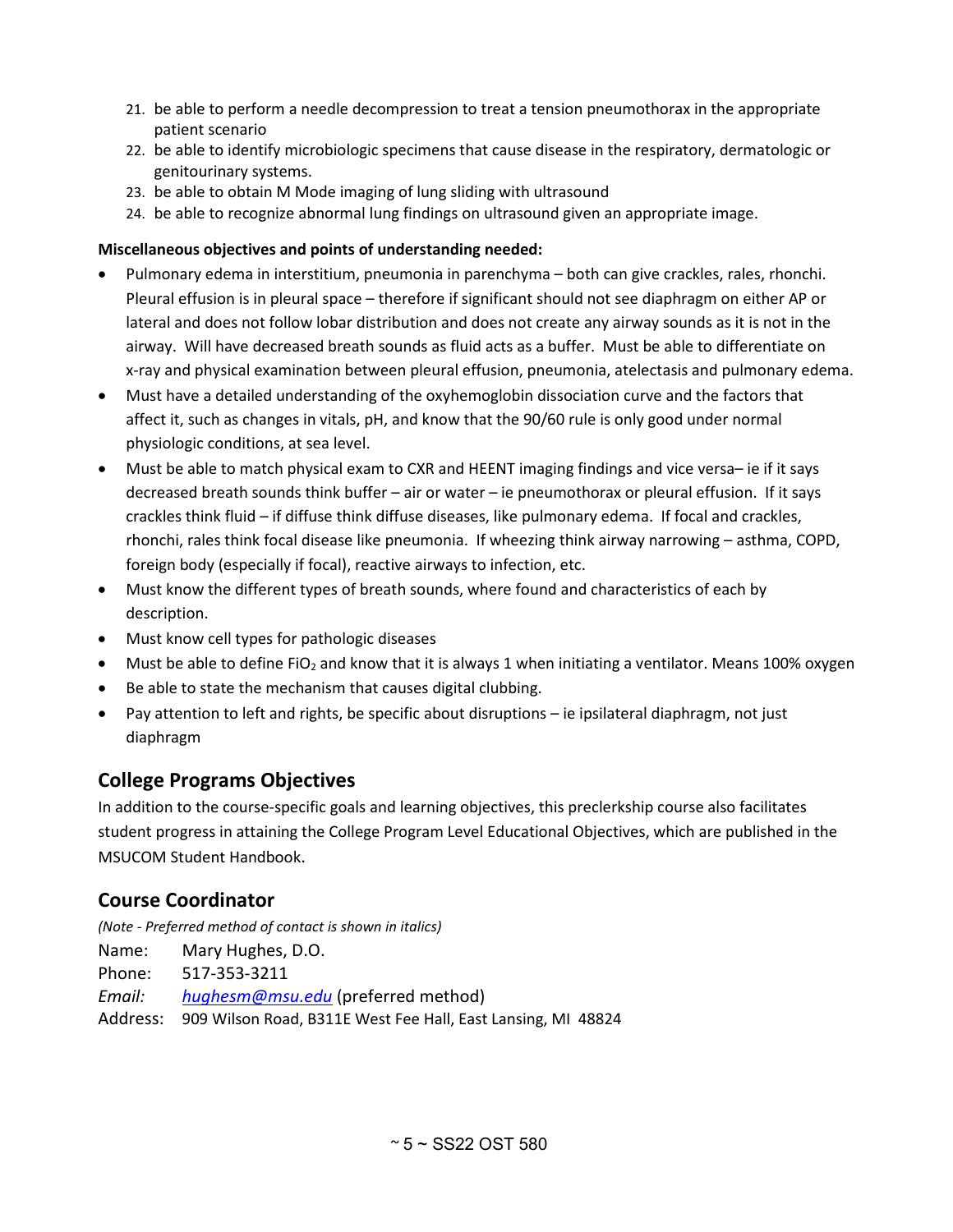21. be able to perform a needle decompression to treat a tension pneumothorax in the appropriate patient scenario
22. be able to identify microbiologic specimens that cause disease in the respiratory, dermatologic or genitourinary systems.
23. be able to obtain M Mode imaging of lung sliding with ultrasound
24. be able to recognize abnormal lung findings on ultrasound given an appropriate image.

**Miscellaneous objectives and points of understanding needed:**

- Pulmonary edema in interstitium, pneumonia in parenchyma – both can give crackles, rales, rhonchi. Pleural effusion is in pleural space – therefore if significant should not see diaphragm on either AP or lateral and does not follow lobar distribution and does not create any airway sounds as it is not in the airway. Will have decreased breath sounds as fluid acts as a buffer. Must be able to differentiate on x-ray and physical examination between pleural effusion, pneumonia, atelectasis and pulmonary edema.
- Must have a detailed understanding of the oxyhemoglobin dissociation curve and the factors that affect it, such as changes in vitals, pH, and know that the 90/60 rule is only good under normal physiologic conditions, at sea level.
- Must be able to match physical exam to CXR and HEENT imaging findings and vice versa– ie if it says decreased breath sounds think buffer – air or water – ie pneumothorax or pleural effusion. If it says crackles think fluid – if diffuse think diffuse diseases, like pulmonary edema. If focal and crackles, rhonchi, rales think focal disease like pneumonia. If wheezing think airway narrowing – asthma, COPD, foreign body (especially if focal), reactive airways to infection, etc.
- Must know the different types of breath sounds, where found and characteristics of each by description.
- Must know cell types for pathologic diseases
- Must be able to define $FiO_2$ and know that it is always 1 when initiating a ventilator. Means 100% oxygen
- Be able to state the mechanism that causes digital clubbing.
- Pay attention to left and rights, be specific about disruptions – ie ipsilateral diaphragm, not just diaphragm

## College Programs Objectives

In addition to the course-specific goals and learning objectives, this preclerkship course also facilitates student progress in attaining the College Program Level Educational Objectives, which are published in the MSUCOM Student Handbook.

## Course Coordinator

*(Note - Preferred method of contact is shown in italics)*

Name: Mary Hughes, D.O.
Phone: 517-353-3211
*Email:* *hughesm@msu.edu* (preferred method)
Address: 909 Wilson Road, B311E West Fee Hall, East Lansing, MI 48824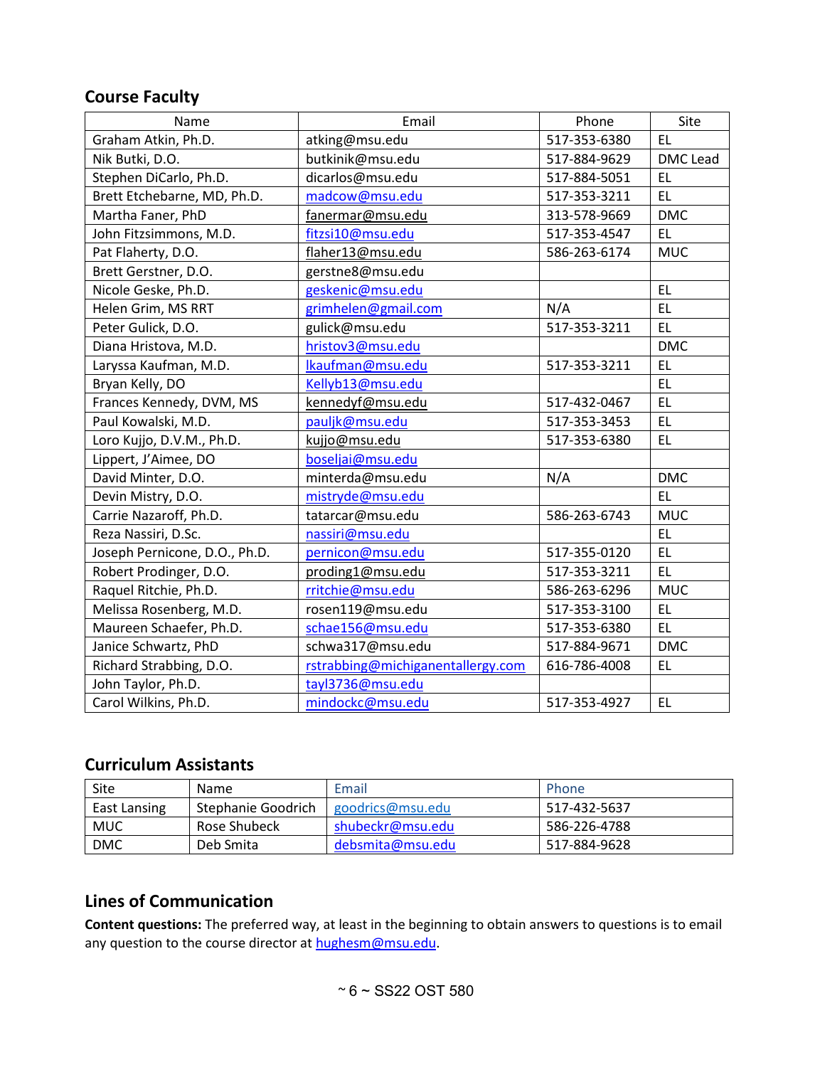## Course Faculty

| Name | Email | Phone | Site |
|---|---|---|---|
| Graham Atkin, Ph.D. | atking@msu.edu | 517-353-6380 | EL |
| Nik Butki, D.O. | butkinik@msu.edu | 517-884-9629 | DMC Lead |
| Stephen DiCarlo, Ph.D. | dicarlos@msu.edu | 517-884-5051 | EL |
| Brett Etchebarne, MD, Ph.D. | madcow@msu.edu | 517-353-3211 | EL |
| Martha Faner, PhD | fanermar@msu.edu | 313-578-9669 | DMC |
| John Fitzsimmons, M.D. | fitzsi10@msu.edu | 517-353-4547 | EL |
| Pat Flaherty, D.O. | flaher13@msu.edu | 586-263-6174 | MUC |
| Brett Gerstner, D.O. | gerstne8@msu.edu | | |
| Nicole Geske, Ph.D. | geskenic@msu.edu | | EL |
| Helen Grim, MS RRT | grimhelen@gmail.com | N/A | EL |
| Peter Gulick, D.O. | gulick@msu.edu | 517-353-3211 | EL |
| Diana Hristova, M.D. | hristov3@msu.edu | | DMC |
| Laryssa Kaufman, M.D. | lkaufman@msu.edu | 517-353-3211 | EL |
| Bryan Kelly, DO | Kellyb13@msu.edu | | EL |
| Frances Kennedy, DVM, MS | kennedyf@msu.edu | 517-432-0467 | EL |
| Paul Kowalski, M.D. | pauljk@msu.edu | 517-353-3453 | EL |
| Loro Kujjo, D.V.M., Ph.D. | kujjo@msu.edu | 517-353-6380 | EL |
| Lippert, J'Aimee, DO | boseljai@msu.edu | | |
| David Minter, D.O. | minterda@msu.edu | N/A | DMC |
| Devin Mistry, D.O. | mistryde@msu.edu | | EL |
| Carrie Nazaroff, Ph.D. | tatarcar@msu.edu | 586-263-6743 | MUC |
| Reza Nassiri, D.Sc. | nassiri@msu.edu | | EL |
| Joseph Pernicone, D.O., Ph.D. | pernicon@msu.edu | 517-355-0120 | EL |
| Robert Prodinger, D.O. | proding1@msu.edu | 517-353-3211 | EL |
| Raquel Ritchie, Ph.D. | rritchie@msu.edu | 586-263-6296 | MUC |
| Melissa Rosenberg, M.D. | rosen119@msu.edu | 517-353-3100 | EL |
| Maureen Schaefer, Ph.D. | schae156@msu.edu | 517-353-6380 | EL |
| Janice Schwartz, PhD | schwa317@msu.edu | 517-884-9671 | DMC |
| Richard Strabbing, D.O. | rstrabbing@michiganentallergy.com | 616-786-4008 | EL |
| John Taylor, Ph.D. | tayl3736@msu.edu | | |
| Carol Wilkins, Ph.D. | mindockc@msu.edu | 517-353-4927 | EL |

## Curriculum Assistants

| Site | Name | Email | Phone |
|---|---|---|---|
| East Lansing | Stephanie Goodrich | goodrics@msu.edu | 517-432-5637 |
| MUC | Rose Shubeck | shubeckr@msu.edu | 586-226-4788 |
| DMC | Deb Smita | debsmita@msu.edu | 517-884-9628 |

## Lines of Communication

**Content questions:** The preferred way, at least in the beginning to obtain answers to questions is to email any question to the course director at hughesm@msu.edu.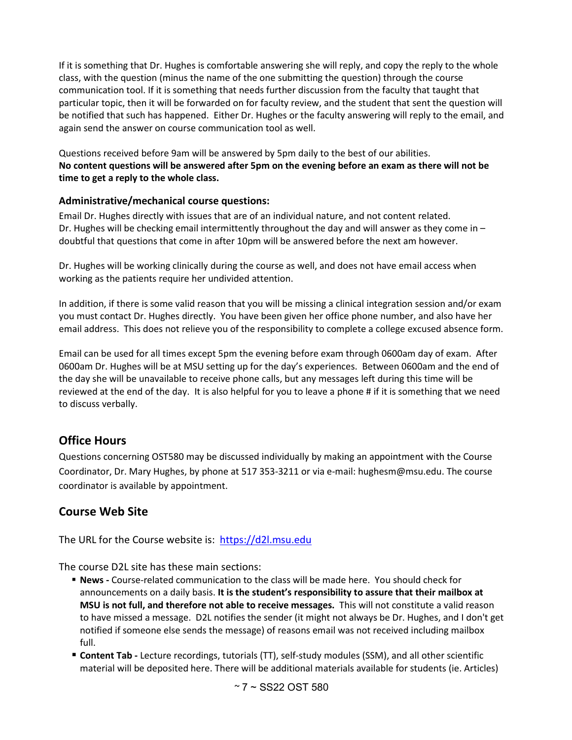If it is something that Dr. Hughes is comfortable answering she will reply, and copy the reply to the whole class, with the question (minus the name of the one submitting the question) through the course communication tool. If it is something that needs further discussion from the faculty that taught that particular topic, then it will be forwarded on for faculty review, and the student that sent the question will be notified that such has happened. Either Dr. Hughes or the faculty answering will reply to the email, and again send the answer on course communication tool as well.

Questions received before 9am will be answered by 5pm daily to the best of our abilities.
**No content questions will be answered after 5pm on the evening before an exam as there will not be time to get a reply to the whole class.**

### Administrative/mechanical course questions:

Email Dr. Hughes directly with issues that are of an individual nature, and not content related. Dr. Hughes will be checking email intermittently throughout the day and will answer as they come in – doubtful that questions that come in after 10pm will be answered before the next am however.

Dr. Hughes will be working clinically during the course as well, and does not have email access when working as the patients require her undivided attention.

In addition, if there is some valid reason that you will be missing a clinical integration session and/or exam you must contact Dr. Hughes directly. You have been given her office phone number, and also have her email address. This does not relieve you of the responsibility to complete a college excused absence form.

Email can be used for all times except 5pm the evening before exam through 0600am day of exam. After 0600am Dr. Hughes will be at MSU setting up for the day's experiences. Between 0600am and the end of the day she will be unavailable to receive phone calls, but any messages left during this time will be reviewed at the end of the day. It is also helpful for you to leave a phone # if it is something that we need to discuss verbally.

## Office Hours

Questions concerning OST580 may be discussed individually by making an appointment with the Course Coordinator, Dr. Mary Hughes, by phone at 517 353-3211 or via e-mail: hughesm@msu.edu. The course coordinator is available by appointment.

## Course Web Site

The URL for the Course website is: [https://d2l.msu.edu](https://d2l.msu.edu)

The course D2L site has these main sections:

- **News -** Course-related communication to the class will be made here. You should check for announcements on a daily basis. **It is the student's responsibility to assure that their mailbox at MSU is not full, and therefore not able to receive messages.** This will not constitute a valid reason to have missed a message. D2L notifies the sender (it might not always be Dr. Hughes, and I don't get notified if someone else sends the message) of reasons email was not received including mailbox full.
- **Content Tab -** Lecture recordings, tutorials (TT), self-study modules (SSM), and all other scientific material will be deposited here. There will be additional materials available for students (ie. Articles)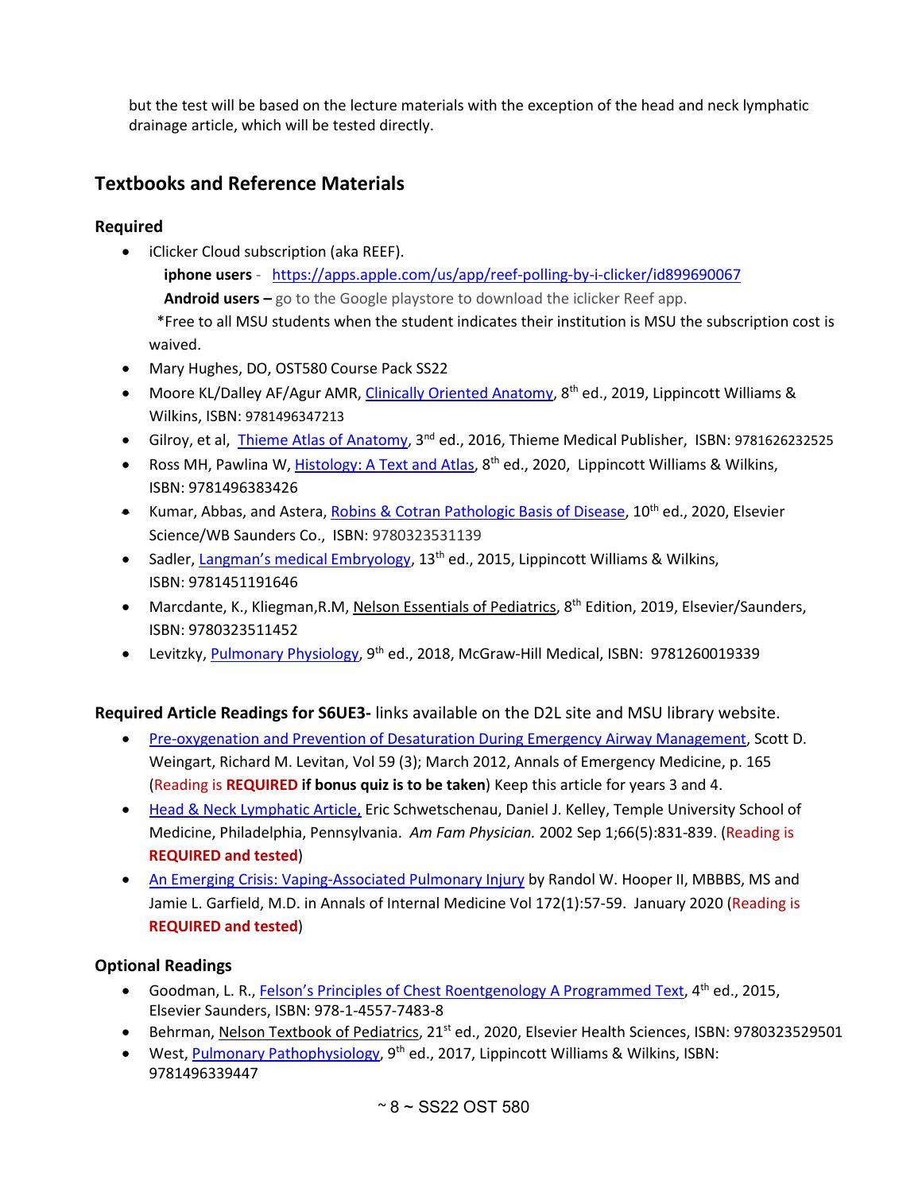but the test will be based on the lecture materials with the exception of the head and neck lymphatic drainage article, which will be tested directly.

## Textbooks and Reference Materials

### Required

- iClicker Cloud subscription (aka REEF).
  **iphone users** - https://apps.apple.com/us/app/reef-polling-by-i-clicker/id899690067
  **Android users –** go to the Google playstore to download the iclicker Reef app.
  *Free to all MSU students when the student indicates their institution is MSU the subscription cost is waived.
- Mary Hughes, DO, OST580 Course Pack SS22
- Moore KL/Dalley AF/Agur AMR, Clinically Oriented Anatomy, 8th ed., 2019, Lippincott Williams & Wilkins, ISBN: 9781496347213
- Gilroy, et al, Thieme Atlas of Anatomy, 3rd ed., 2016, Thieme Medical Publisher, ISBN: 9781626232525
- Ross MH, Pawlina W, Histology: A Text and Atlas, 8th ed., 2020, Lippincott Williams & Wilkins, ISBN: 9781496383426
- Kumar, Abbas, and Astera, Robins & Cotran Pathologic Basis of Disease, 10th ed., 2020, Elsevier Science/WB Saunders Co., ISBN: 9780323531139
- Sadler, Langman's medical Embryology, 13th ed., 2015, Lippincott Williams & Wilkins, ISBN: 9781451191646
- Marcdante, K., Kliegman,R.M, Nelson Essentials of Pediatrics, 8th Edition, 2019, Elsevier/Saunders, ISBN: 9780323511452
- Levitzky, Pulmonary Physiology, 9th ed., 2018, McGraw-Hill Medical, ISBN: 9781260019339

**Required Article Readings for S6UE3-** links available on the D2L site and MSU library website.

- Pre-oxygenation and Prevention of Desaturation During Emergency Airway Management, Scott D. Weingart, Richard M. Levitan, Vol 59 (3); March 2012, Annals of Emergency Medicine, p. 165 (Reading is **REQUIRED if bonus quiz is to be taken**) Keep this article for years 3 and 4.
- Head & Neck Lymphatic Article, Eric Schwetschenau, Daniel J. Kelley, Temple University School of Medicine, Philadelphia, Pennsylvania. *Am Fam Physician.* 2002 Sep 1;66(5):831-839. (Reading is **REQUIRED and tested**)
- An Emerging Crisis: Vaping-Associated Pulmonary Injury by Randol W. Hooper II, MBBBS, MS and Jamie L. Garfield, M.D. in Annals of Internal Medicine Vol 172(1):57-59. January 2020 (Reading is **REQUIRED and tested**)

### Optional Readings

- Goodman, L. R., Felson's Principles of Chest Roentgenology A Programmed Text, 4th ed., 2015, Elsevier Saunders, ISBN: 978-1-4557-7483-8
- Behrman, Nelson Textbook of Pediatrics, 21st ed., 2020, Elsevier Health Sciences, ISBN: 9780323529501
- West, Pulmonary Pathophysiology, 9th ed., 2017, Lippincott Williams & Wilkins, ISBN: 9781496339447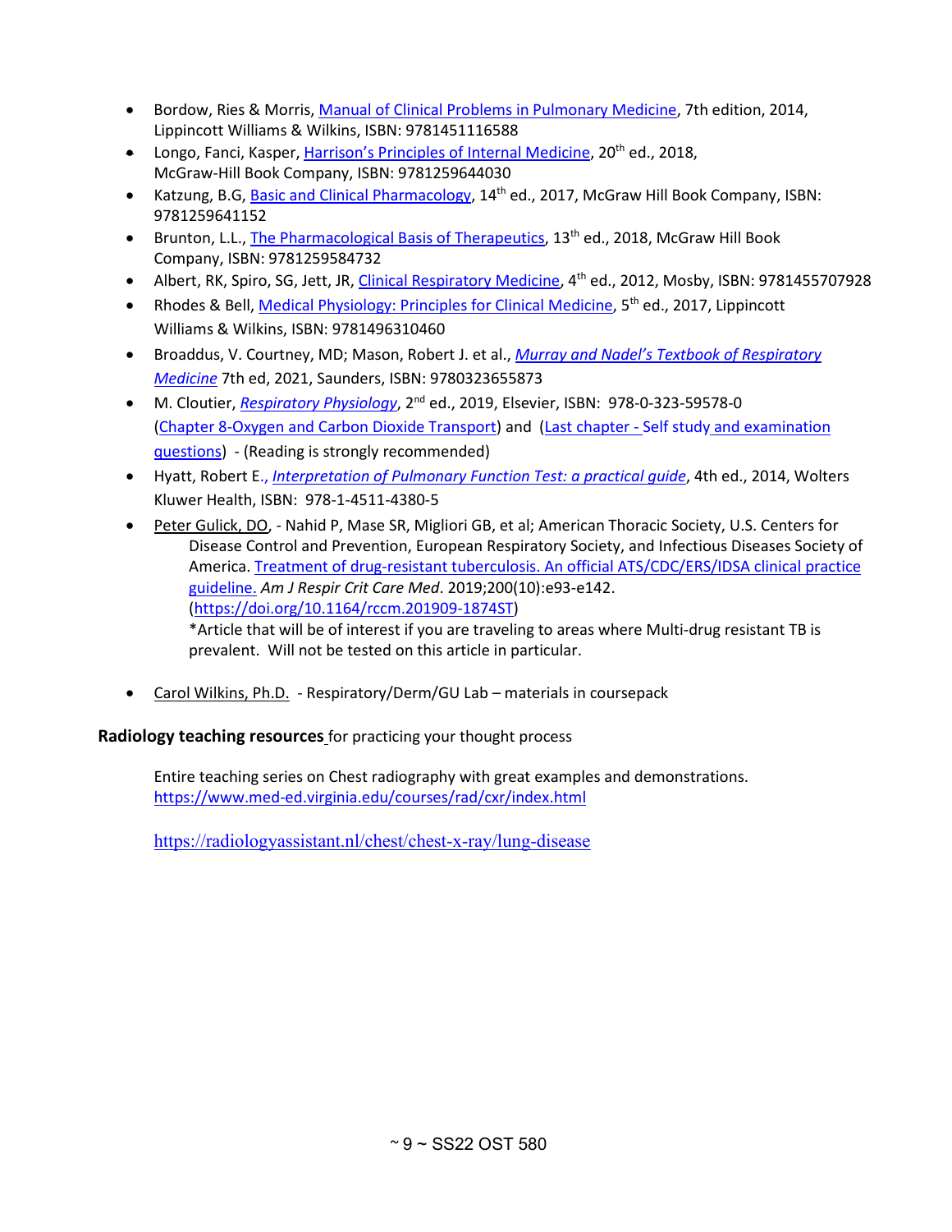- Bordow, Ries & Morris, Manual of Clinical Problems in Pulmonary Medicine, 7th edition, 2014, Lippincott Williams & Wilkins, ISBN: 9781451116588
- Longo, Fanci, Kasper, Harrison's Principles of Internal Medicine, 20th ed., 2018, McGraw-Hill Book Company, ISBN: 9781259644030
- Katzung, B.G, Basic and Clinical Pharmacology, 14th ed., 2017, McGraw Hill Book Company, ISBN: 9781259641152
- Brunton, L.L., The Pharmacological Basis of Therapeutics, 13th ed., 2018, McGraw Hill Book Company, ISBN: 9781259584732
- Albert, RK, Spiro, SG, Jett, JR, Clinical Respiratory Medicine, 4th ed., 2012, Mosby, ISBN: 9781455707928
- Rhodes & Bell, Medical Physiology: Principles for Clinical Medicine, 5th ed., 2017, Lippincott Williams & Wilkins, ISBN: 9781496310460
- Broaddus, V. Courtney, MD; Mason, Robert J. et al., *Murray and Nadel's Textbook of Respiratory Medicine* 7th ed, 2021, Saunders, ISBN: 9780323655873
- M. Cloutier, *Respiratory Physiology*, 2nd ed., 2019, Elsevier, ISBN: 978-0-323-59578-0 (Chapter 8-Oxygen and Carbon Dioxide Transport) and (Last chapter - Self study and examination questions) - (Reading is strongly recommended)
- Hyatt, Robert E., *Interpretation of Pulmonary Function Test: a practical guide*, 4th ed., 2014, Wolters Kluwer Health, ISBN: 978-1-4511-4380-5
- Peter Gulick, DO, - Nahid P, Mase SR, Migliori GB, et al; American Thoracic Society, U.S. Centers for Disease Control and Prevention, European Respiratory Society, and Infectious Diseases Society of America. Treatment of drug-resistant tuberculosis. An official ATS/CDC/ERS/IDSA clinical practice guideline. *Am J Respir Crit Care Med*. 2019;200(10):e93-e142. (https://doi.org/10.1164/rccm.201909-1874ST)
  *Article that will be of interest if you are traveling to areas where Multi-drug resistant TB is prevalent. Will not be tested on this article in particular.
- Carol Wilkins, Ph.D. - Respiratory/Derm/GU Lab – materials in coursepack

**Radiology teaching resources** for practicing your thought process

Entire teaching series on Chest radiography with great examples and demonstrations.
https://www.med-ed.virginia.edu/courses/rad/cxr/index.html

https://radiologyassistant.nl/chest/chest-x-ray/lung-disease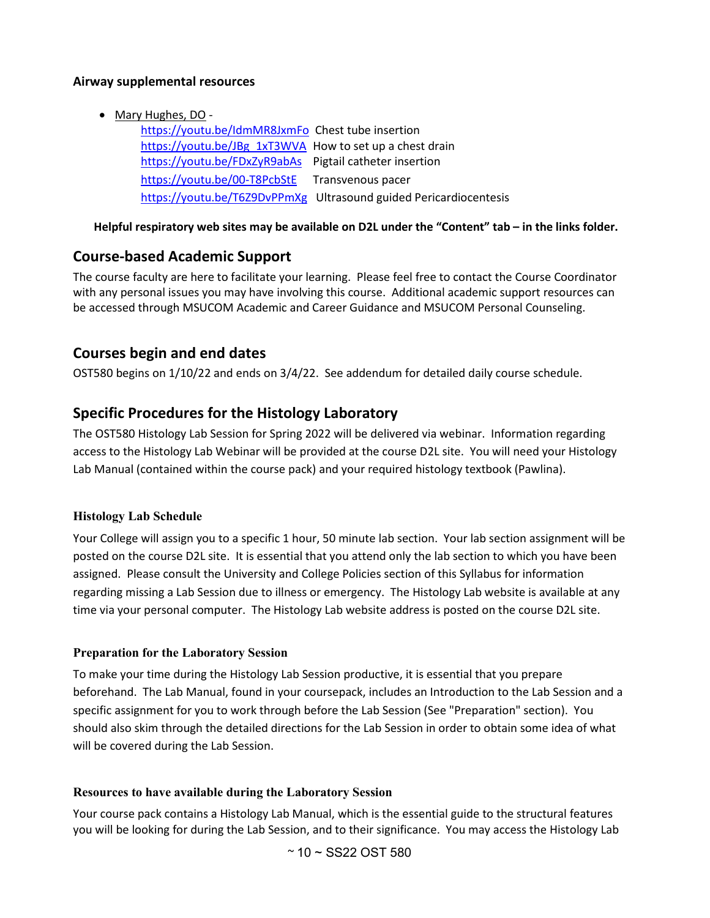**Airway supplemental resources**

- Mary Hughes, DO -
  https://youtu.be/IdmMR8JxmFo Chest tube insertion
  https://youtu.be/JBg_1xT3WVA How to set up a chest drain
  https://youtu.be/FDxZyR9abAs Pigtail catheter insertion
  https://youtu.be/00-T8PcbStE Transvenous pacer
  https://youtu.be/T6Z9DvPPmXg Ultrasound guided Pericardiocentesis

**Helpful respiratory web sites may be available on D2L under the "Content" tab – in the links folder.**

## Course-based Academic Support

The course faculty are here to facilitate your learning. Please feel free to contact the Course Coordinator with any personal issues you may have involving this course. Additional academic support resources can be accessed through MSUCOM Academic and Career Guidance and MSUCOM Personal Counseling.

## Courses begin and end dates

OST580 begins on 1/10/22 and ends on 3/4/22. See addendum for detailed daily course schedule.

## Specific Procedures for the Histology Laboratory

The OST580 Histology Lab Session for Spring 2022 will be delivered via webinar. Information regarding access to the Histology Lab Webinar will be provided at the course D2L site. You will need your Histology Lab Manual (contained within the course pack) and your required histology textbook (Pawlina).

### Histology Lab Schedule

Your College will assign you to a specific 1 hour, 50 minute lab section. Your lab section assignment will be posted on the course D2L site. It is essential that you attend only the lab section to which you have been assigned. Please consult the University and College Policies section of this Syllabus for information regarding missing a Lab Session due to illness or emergency. The Histology Lab website is available at any time via your personal computer. The Histology Lab website address is posted on the course D2L site.

### Preparation for the Laboratory Session

To make your time during the Histology Lab Session productive, it is essential that you prepare beforehand. The Lab Manual, found in your coursepack, includes an Introduction to the Lab Session and a specific assignment for you to work through before the Lab Session (See "Preparation" section). You should also skim through the detailed directions for the Lab Session in order to obtain some idea of what will be covered during the Lab Session.

### Resources to have available during the Laboratory Session

Your course pack contains a Histology Lab Manual, which is the essential guide to the structural features you will be looking for during the Lab Session, and to their significance. You may access the Histology Lab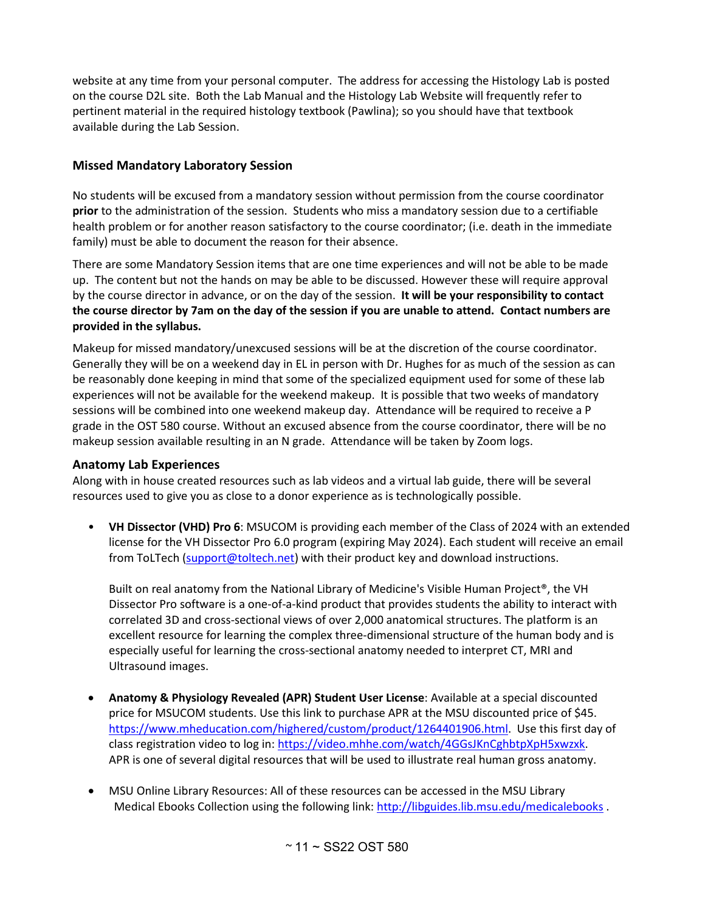website at any time from your personal computer. The address for accessing the Histology Lab is posted on the course D2L site. Both the Lab Manual and the Histology Lab Website will frequently refer to pertinent material in the required histology textbook (Pawlina); so you should have that textbook available during the Lab Session.

### Missed Mandatory Laboratory Session

No students will be excused from a mandatory session without permission from the course coordinator **prior** to the administration of the session. Students who miss a mandatory session due to a certifiable health problem or for another reason satisfactory to the course coordinator; (i.e. death in the immediate family) must be able to document the reason for their absence.

There are some Mandatory Session items that are one time experiences and will not be able to be made up. The content but not the hands on may be able to be discussed. However these will require approval by the course director in advance, or on the day of the session. **It will be your responsibility to contact the course director by 7am on the day of the session if you are unable to attend. Contact numbers are provided in the syllabus.**

Makeup for missed mandatory/unexcused sessions will be at the discretion of the course coordinator. Generally they will be on a weekend day in EL in person with Dr. Hughes for as much of the session as can be reasonably done keeping in mind that some of the specialized equipment used for some of these lab experiences will not be available for the weekend makeup. It is possible that two weeks of mandatory sessions will be combined into one weekend makeup day. Attendance will be required to receive a P grade in the OST 580 course. Without an excused absence from the course coordinator, there will be no makeup session available resulting in an N grade. Attendance will be taken by Zoom logs.

### Anatomy Lab Experiences

Along with in house created resources such as lab videos and a virtual lab guide, there will be several resources used to give you as close to a donor experience as is technologically possible.

- **VH Dissector (VHD) Pro 6**: MSUCOM is providing each member of the Class of 2024 with an extended license for the VH Dissector Pro 6.0 program (expiring May 2024). Each student will receive an email from ToLTech (support@toltech.net) with their product key and download instructions.

  Built on real anatomy from the National Library of Medicine's Visible Human Project®, the VH Dissector Pro software is a one-of-a-kind product that provides students the ability to interact with correlated 3D and cross-sectional views of over 2,000 anatomical structures. The platform is an excellent resource for learning the complex three-dimensional structure of the human body and is especially useful for learning the cross-sectional anatomy needed to interpret CT, MRI and Ultrasound images.

- **Anatomy & Physiology Revealed (APR) Student User License**: Available at a special discounted price for MSUCOM students. Use this link to purchase APR at the MSU discounted price of $45. https://www.mheducation.com/highered/custom/product/1264401906.html. Use this first day of class registration video to log in: https://video.mhhe.com/watch/4GGsJKnCghbtpXpH5xwzxk. APR is one of several digital resources that will be used to illustrate real human gross anatomy.

- MSU Online Library Resources: All of these resources can be accessed in the MSU Library Medical Ebooks Collection using the following link: http://libguides.lib.msu.edu/medicalebooks .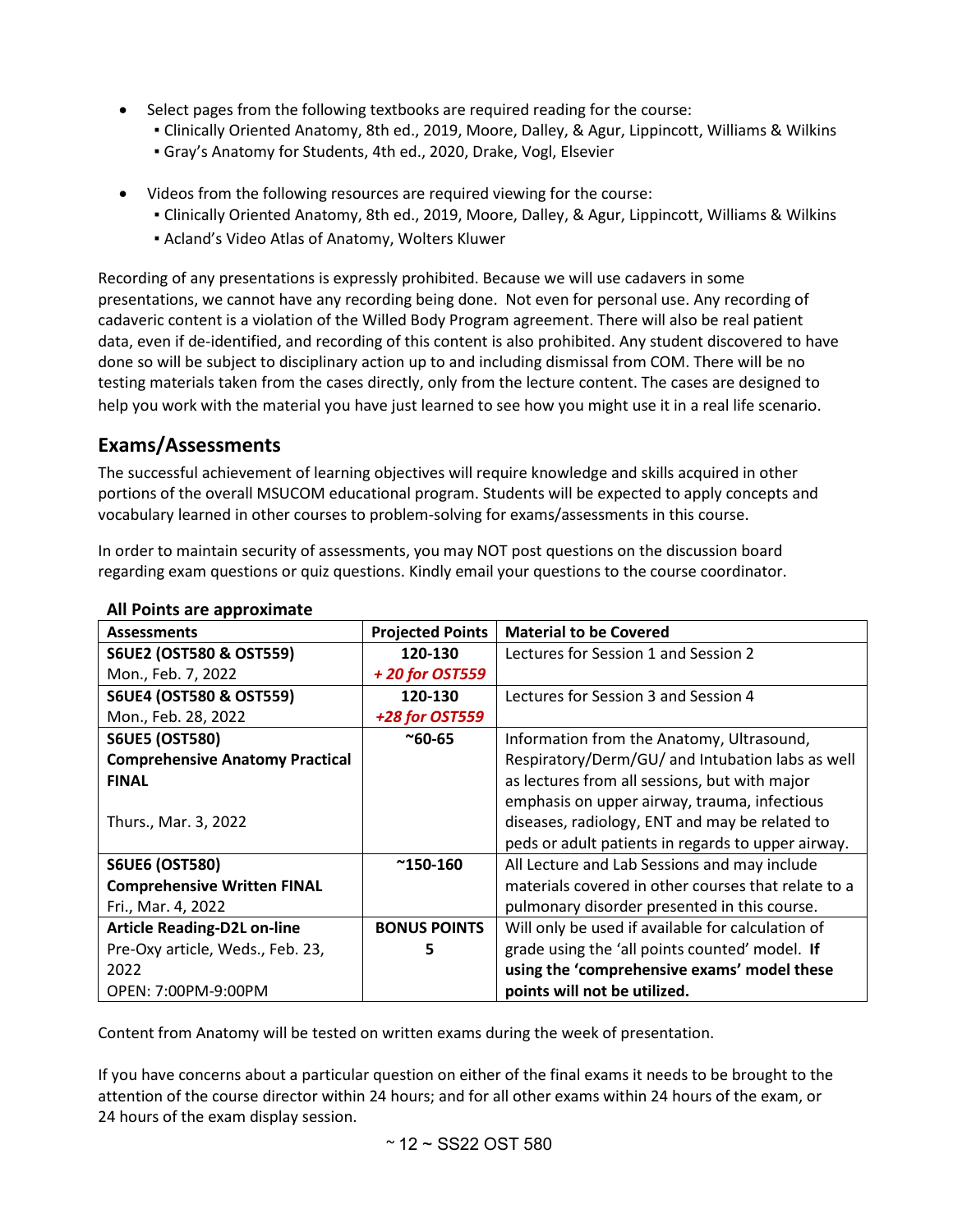- Select pages from the following textbooks are required reading for the course:
  - Clinically Oriented Anatomy, 8th ed., 2019, Moore, Dalley, & Agur, Lippincott, Williams & Wilkins
  - Gray's Anatomy for Students, 4th ed., 2020, Drake, Vogl, Elsevier

- Videos from the following resources are required viewing for the course:
  - Clinically Oriented Anatomy, 8th ed., 2019, Moore, Dalley, & Agur, Lippincott, Williams & Wilkins
  - Acland's Video Atlas of Anatomy, Wolters Kluwer

Recording of any presentations is expressly prohibited. Because we will use cadavers in some presentations, we cannot have any recording being done. Not even for personal use. Any recording of cadaveric content is a violation of the Willed Body Program agreement. There will also be real patient data, even if de-identified, and recording of this content is also prohibited. Any student discovered to have done so will be subject to disciplinary action up to and including dismissal from COM. There will be no testing materials taken from the cases directly, only from the lecture content. The cases are designed to help you work with the material you have just learned to see how you might use it in a real life scenario.

## Exams/Assessments

The successful achievement of learning objectives will require knowledge and skills acquired in other portions of the overall MSUCOM educational program. Students will be expected to apply concepts and vocabulary learned in other courses to problem-solving for exams/assessments in this course.

In order to maintain security of assessments, you may NOT post questions on the discussion board regarding exam questions or quiz questions. Kindly email your questions to the course coordinator.

**All Points are approximate**

| Assessments | Projected Points | Material to be Covered |
|---|---|---|
| **S6UE2 (OST580 & OST559)** Mon., Feb. 7, 2022 | **120-130** ***+ 20 for OST559*** | Lectures for Session 1 and Session 2 |
| **S6UE4 (OST580 & OST559)** Mon., Feb. 28, 2022 | **120-130** ***+28 for OST559*** | Lectures for Session 3 and Session 4 |
| **S6UE5 (OST580)** **Comprehensive Anatomy Practical FINAL** Thurs., Mar. 3, 2022 | **~60-65** | Information from the Anatomy, Ultrasound, Respiratory/Derm/GU/ and Intubation labs as well as lectures from all sessions, but with major emphasis on upper airway, trauma, infectious diseases, radiology, ENT and may be related to peds or adult patients in regards to upper airway. |
| **S6UE6 (OST580)** **Comprehensive Written FINAL** Fri., Mar. 4, 2022 | **~150-160** | All Lecture and Lab Sessions and may include materials covered in other courses that relate to a pulmonary disorder presented in this course. |
| **Article Reading-D2L on-line** Pre-Oxy article, Weds., Feb. 23, 2022 OPEN: 7:00PM-9:00PM | **BONUS POINTS 5** | Will only be used if available for calculation of grade using the 'all points counted' model. **If using the 'comprehensive exams' model these points will not be utilized.** |

Content from Anatomy will be tested on written exams during the week of presentation.

If you have concerns about a particular question on either of the final exams it needs to be brought to the attention of the course director within 24 hours; and for all other exams within 24 hours of the exam, or 24 hours of the exam display session.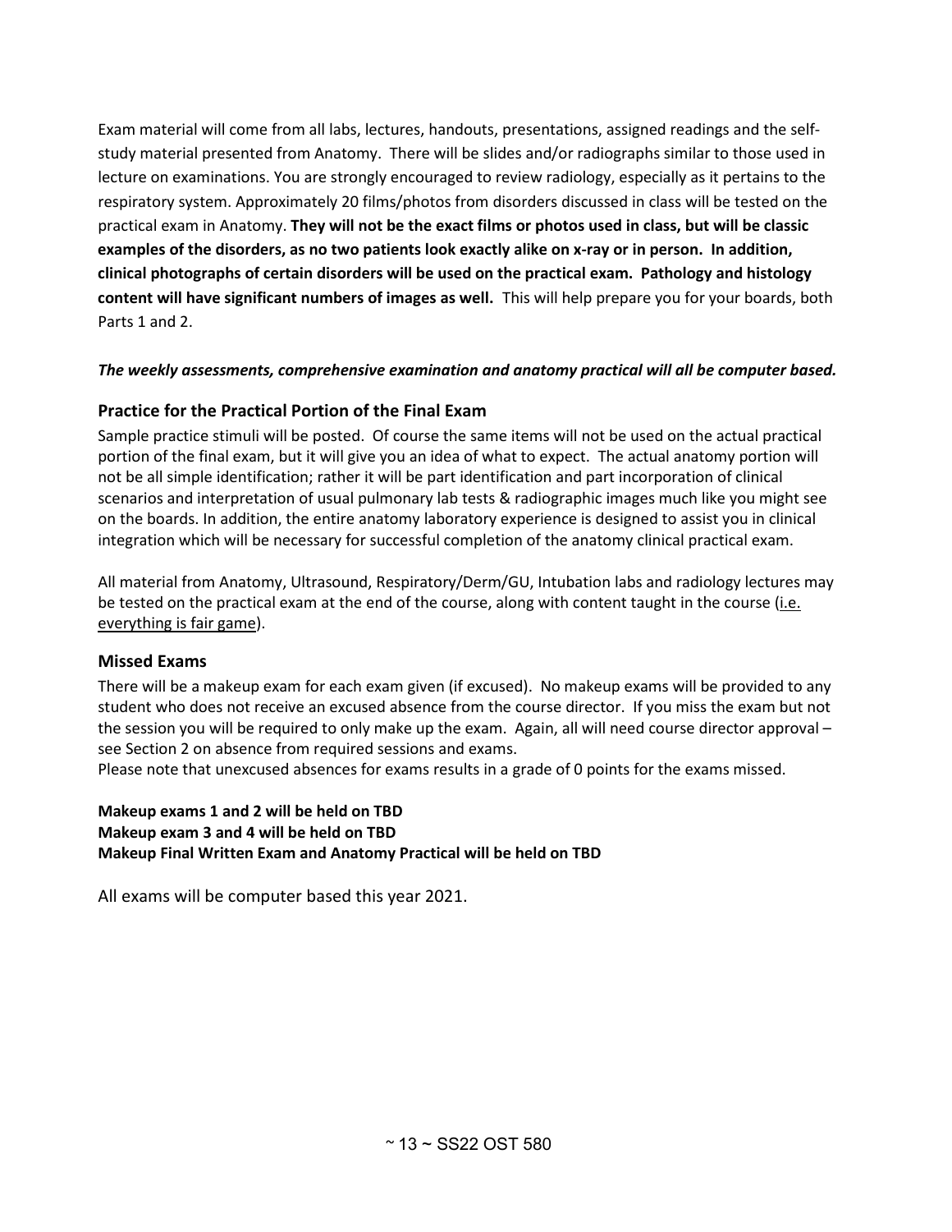Exam material will come from all labs, lectures, handouts, presentations, assigned readings and the self-study material presented from Anatomy. There will be slides and/or radiographs similar to those used in lecture on examinations. You are strongly encouraged to review radiology, especially as it pertains to the respiratory system. Approximately 20 films/photos from disorders discussed in class will be tested on the practical exam in Anatomy. **They will not be the exact films or photos used in class, but will be classic examples of the disorders, as no two patients look exactly alike on x-ray or in person. In addition, clinical photographs of certain disorders will be used on the practical exam. Pathology and histology content will have significant numbers of images as well.** This will help prepare you for your boards, both Parts 1 and 2.

***The weekly assessments, comprehensive examination and anatomy practical will all be computer based.***

## Practice for the Practical Portion of the Final Exam

Sample practice stimuli will be posted. Of course the same items will not be used on the actual practical portion of the final exam, but it will give you an idea of what to expect. The actual anatomy portion will not be all simple identification; rather it will be part identification and part incorporation of clinical scenarios and interpretation of usual pulmonary lab tests & radiographic images much like you might see on the boards. In addition, the entire anatomy laboratory experience is designed to assist you in clinical integration which will be necessary for successful completion of the anatomy clinical practical exam.

All material from Anatomy, Ultrasound, Respiratory/Derm/GU, Intubation labs and radiology lectures may be tested on the practical exam at the end of the course, along with content taught in the course (i.e. everything is fair game).

## Missed Exams

There will be a makeup exam for each exam given (if excused). No makeup exams will be provided to any student who does not receive an excused absence from the course director. If you miss the exam but not the session you will be required to only make up the exam. Again, all will need course director approval – see Section 2 on absence from required sessions and exams.
Please note that unexcused absences for exams results in a grade of 0 points for the exams missed.

**Makeup exams 1 and 2 will be held on TBD**
**Makeup exam 3 and 4 will be held on TBD**
**Makeup Final Written Exam and Anatomy Practical will be held on TBD**

All exams will be computer based this year 2021.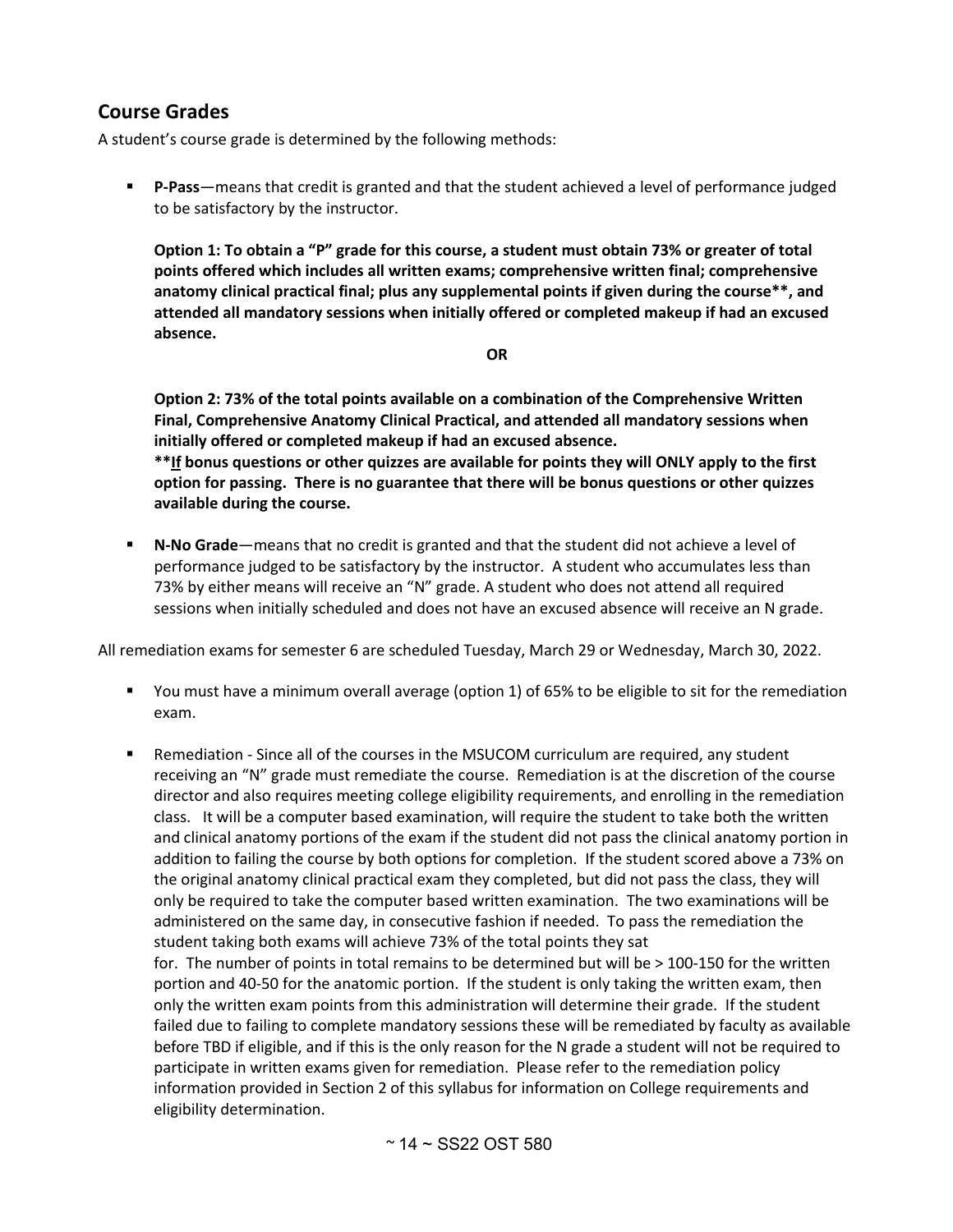## Course Grades

A student's course grade is determined by the following methods:

- **P-Pass**—means that credit is granted and that the student achieved a level of performance judged to be satisfactory by the instructor.

  **Option 1: To obtain a "P" grade for this course, a student must obtain 73% or greater of total points offered which includes all written exams; comprehensive written final; comprehensive anatomy clinical practical final; plus any supplemental points if given during the course**, and attended all mandatory sessions when initially offered or completed makeup if had an excused absence.**

  **OR**

  **Option 2: 73% of the total points available on a combination of the Comprehensive Written Final, Comprehensive Anatomy Clinical Practical, and attended all mandatory sessions when initially offered or completed makeup if had an excused absence.**
  ****If bonus questions or other quizzes are available for points they will ONLY apply to the first option for passing. There is no guarantee that there will be bonus questions or other quizzes available during the course.**

- **N-No Grade**—means that no credit is granted and that the student did not achieve a level of performance judged to be satisfactory by the instructor. A student who accumulates less than 73% by either means will receive an "N" grade. A student who does not attend all required sessions when initially scheduled and does not have an excused absence will receive an N grade.

All remediation exams for semester 6 are scheduled Tuesday, March 29 or Wednesday, March 30, 2022.

- You must have a minimum overall average (option 1) of 65% to be eligible to sit for the remediation exam.
- Remediation - Since all of the courses in the MSUCOM curriculum are required, any student receiving an "N" grade must remediate the course. Remediation is at the discretion of the course director and also requires meeting college eligibility requirements, and enrolling in the remediation class. It will be a computer based examination, will require the student to take both the written and clinical anatomy portions of the exam if the student did not pass the clinical anatomy portion in addition to failing the course by both options for completion. If the student scored above a 73% on the original anatomy clinical practical exam they completed, but did not pass the class, they will only be required to take the computer based written examination. The two examinations will be administered on the same day, in consecutive fashion if needed. To pass the remediation the student taking both exams will achieve 73% of the total points they sat for. The number of points in total remains to be determined but will be > 100-150 for the written portion and 40-50 for the anatomic portion. If the student is only taking the written exam, then only the written exam points from this administration will determine their grade. If the student failed due to failing to complete mandatory sessions these will be remediated by faculty as available before TBD if eligible, and if this is the only reason for the N grade a student will not be required to participate in written exams given for remediation. Please refer to the remediation policy information provided in Section 2 of this syllabus for information on College requirements and eligibility determination.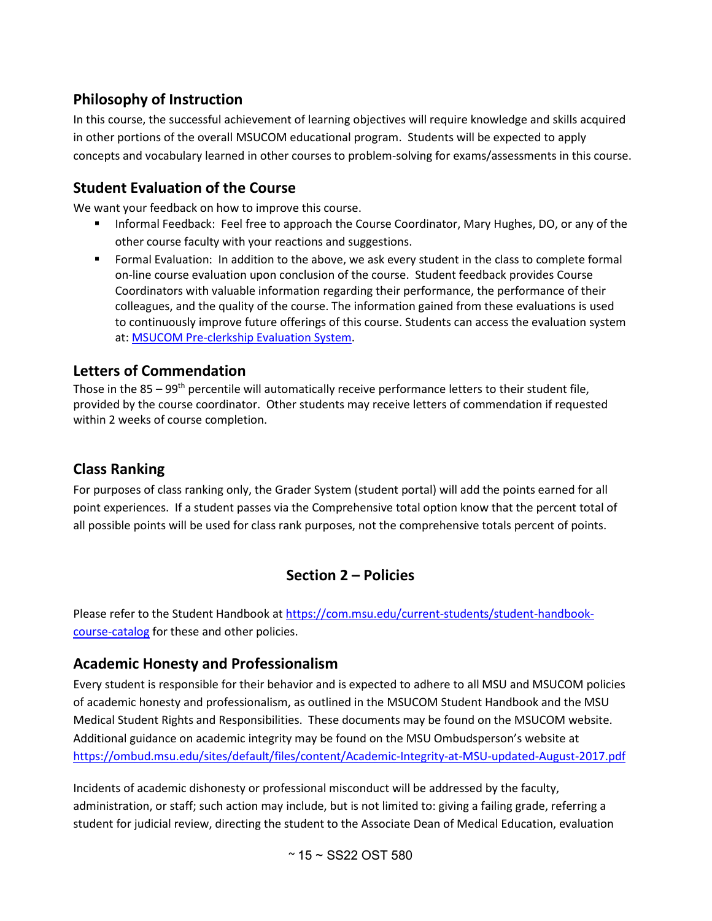## Philosophy of Instruction

In this course, the successful achievement of learning objectives will require knowledge and skills acquired in other portions of the overall MSUCOM educational program. Students will be expected to apply concepts and vocabulary learned in other courses to problem-solving for exams/assessments in this course.

## Student Evaluation of the Course

We want your feedback on how to improve this course.

- Informal Feedback: Feel free to approach the Course Coordinator, Mary Hughes, DO, or any of the other course faculty with your reactions and suggestions.
- Formal Evaluation: In addition to the above, we ask every student in the class to complete formal on-line course evaluation upon conclusion of the course. Student feedback provides Course Coordinators with valuable information regarding their performance, the performance of their colleagues, and the quality of the course. The information gained from these evaluations is used to continuously improve future offerings of this course. Students can access the evaluation system at: [MSUCOM Pre-clerkship Evaluation System](MSUCOM Pre-clerkship Evaluation System).

## Letters of Commendation

Those in the 85 – 99th percentile will automatically receive performance letters to their student file, provided by the course coordinator. Other students may receive letters of commendation if requested within 2 weeks of course completion.

## Class Ranking

For purposes of class ranking only, the Grader System (student portal) will add the points earned for all point experiences. If a student passes via the Comprehensive total option know that the percent total of all possible points will be used for class rank purposes, not the comprehensive totals percent of points.

# Section 2 – Policies

Please refer to the Student Handbook at https://com.msu.edu/current-students/student-handbook-course-catalog for these and other policies.

## Academic Honesty and Professionalism

Every student is responsible for their behavior and is expected to adhere to all MSU and MSUCOM policies of academic honesty and professionalism, as outlined in the MSUCOM Student Handbook and the MSU Medical Student Rights and Responsibilities. These documents may be found on the MSUCOM website. Additional guidance on academic integrity may be found on the MSU Ombudsperson's website at https://ombud.msu.edu/sites/default/files/content/Academic-Integrity-at-MSU-updated-August-2017.pdf

Incidents of academic dishonesty or professional misconduct will be addressed by the faculty, administration, or staff; such action may include, but is not limited to: giving a failing grade, referring a student for judicial review, directing the student to the Associate Dean of Medical Education, evaluation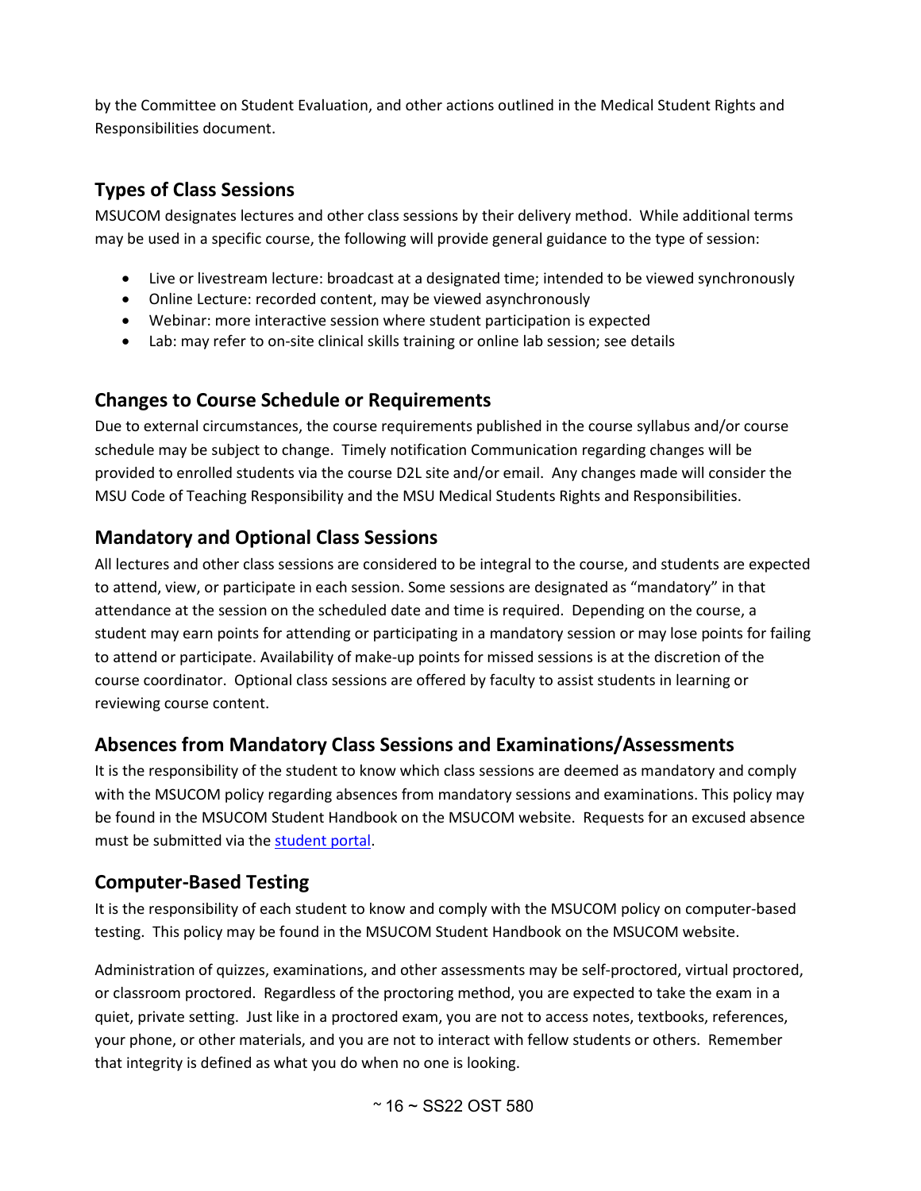by the Committee on Student Evaluation, and other actions outlined in the Medical Student Rights and Responsibilities document.

## Types of Class Sessions

MSUCOM designates lectures and other class sessions by their delivery method. While additional terms may be used in a specific course, the following will provide general guidance to the type of session:

- Live or livestream lecture: broadcast at a designated time; intended to be viewed synchronously
- Online Lecture: recorded content, may be viewed asynchronously
- Webinar: more interactive session where student participation is expected
- Lab: may refer to on-site clinical skills training or online lab session; see details

## Changes to Course Schedule or Requirements

Due to external circumstances, the course requirements published in the course syllabus and/or course schedule may be subject to change. Timely notification Communication regarding changes will be provided to enrolled students via the course D2L site and/or email. Any changes made will consider the MSU Code of Teaching Responsibility and the MSU Medical Students Rights and Responsibilities.

## Mandatory and Optional Class Sessions

All lectures and other class sessions are considered to be integral to the course, and students are expected to attend, view, or participate in each session. Some sessions are designated as "mandatory" in that attendance at the session on the scheduled date and time is required. Depending on the course, a student may earn points for attending or participating in a mandatory session or may lose points for failing to attend or participate. Availability of make-up points for missed sessions is at the discretion of the course coordinator. Optional class sessions are offered by faculty to assist students in learning or reviewing course content.

## Absences from Mandatory Class Sessions and Examinations/Assessments

It is the responsibility of the student to know which class sessions are deemed as mandatory and comply with the MSUCOM policy regarding absences from mandatory sessions and examinations. This policy may be found in the MSUCOM Student Handbook on the MSUCOM website. Requests for an excused absence must be submitted via the student portal.

## Computer-Based Testing

It is the responsibility of each student to know and comply with the MSUCOM policy on computer-based testing. This policy may be found in the MSUCOM Student Handbook on the MSUCOM website.

Administration of quizzes, examinations, and other assessments may be self-proctored, virtual proctored, or classroom proctored. Regardless of the proctoring method, you are expected to take the exam in a quiet, private setting. Just like in a proctored exam, you are not to access notes, textbooks, references, your phone, or other materials, and you are not to interact with fellow students or others. Remember that integrity is defined as what you do when no one is looking.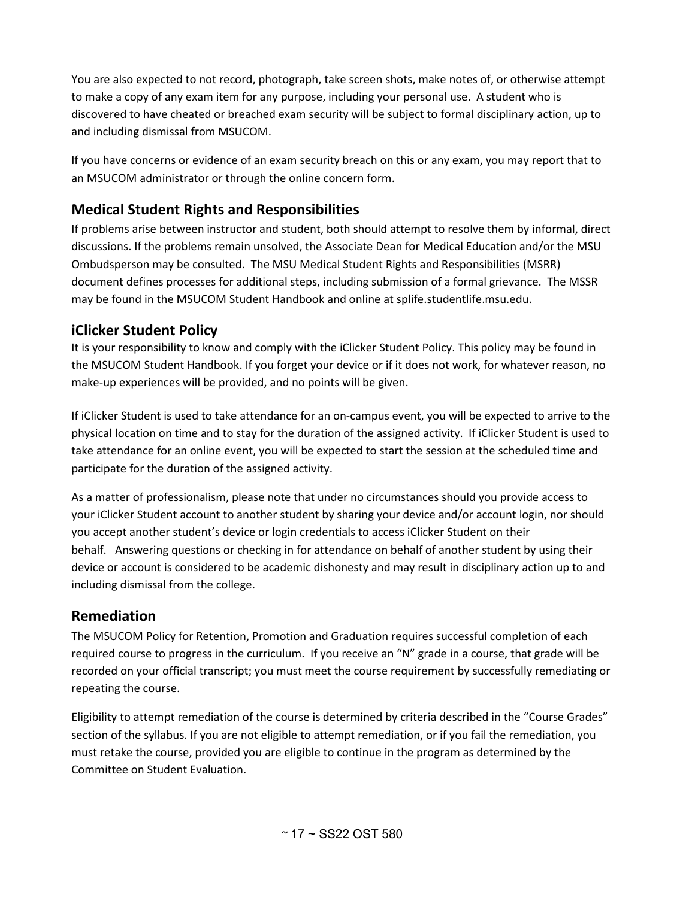You are also expected to not record, photograph, take screen shots, make notes of, or otherwise attempt to make a copy of any exam item for any purpose, including your personal use. A student who is discovered to have cheated or breached exam security will be subject to formal disciplinary action, up to and including dismissal from MSUCOM.

If you have concerns or evidence of an exam security breach on this or any exam, you may report that to an MSUCOM administrator or through the online concern form.

## Medical Student Rights and Responsibilities

If problems arise between instructor and student, both should attempt to resolve them by informal, direct discussions. If the problems remain unsolved, the Associate Dean for Medical Education and/or the MSU Ombudsperson may be consulted. The MSU Medical Student Rights and Responsibilities (MSRR) document defines processes for additional steps, including submission of a formal grievance. The MSSR may be found in the MSUCOM Student Handbook and online at splife.studentlife.msu.edu.

## iClicker Student Policy

It is your responsibility to know and comply with the iClicker Student Policy. This policy may be found in the MSUCOM Student Handbook. If you forget your device or if it does not work, for whatever reason, no make-up experiences will be provided, and no points will be given.

If iClicker Student is used to take attendance for an on-campus event, you will be expected to arrive to the physical location on time and to stay for the duration of the assigned activity. If iClicker Student is used to take attendance for an online event, you will be expected to start the session at the scheduled time and participate for the duration of the assigned activity.

As a matter of professionalism, please note that under no circumstances should you provide access to your iClicker Student account to another student by sharing your device and/or account login, nor should you accept another student's device or login credentials to access iClicker Student on their behalf. Answering questions or checking in for attendance on behalf of another student by using their device or account is considered to be academic dishonesty and may result in disciplinary action up to and including dismissal from the college.

## Remediation

The MSUCOM Policy for Retention, Promotion and Graduation requires successful completion of each required course to progress in the curriculum. If you receive an "N" grade in a course, that grade will be recorded on your official transcript; you must meet the course requirement by successfully remediating or repeating the course.

Eligibility to attempt remediation of the course is determined by criteria described in the "Course Grades" section of the syllabus. If you are not eligible to attempt remediation, or if you fail the remediation, you must retake the course, provided you are eligible to continue in the program as determined by the Committee on Student Evaluation.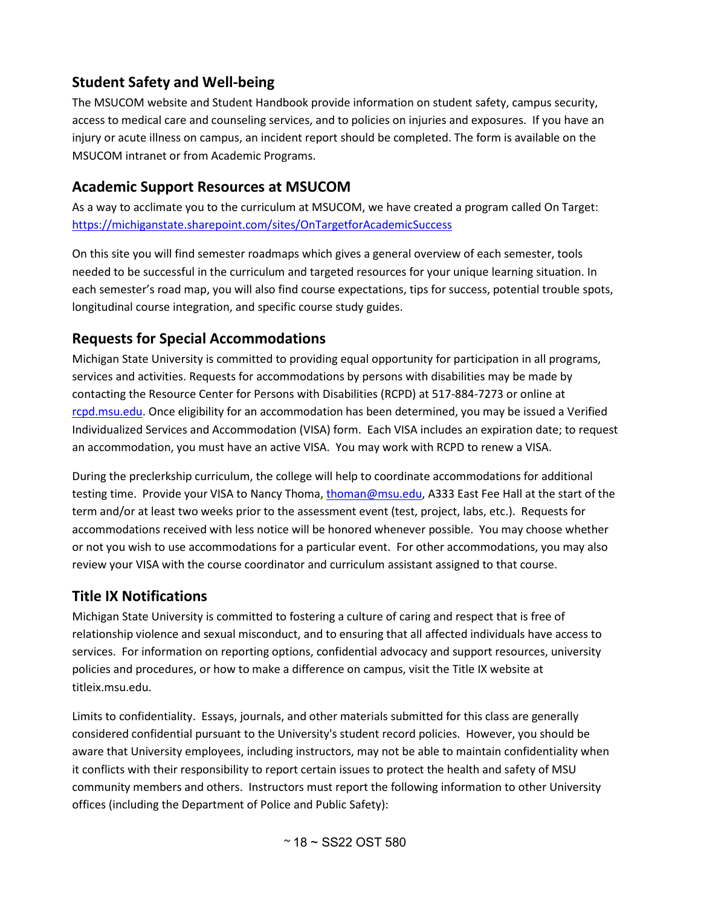## Student Safety and Well-being

The MSUCOM website and Student Handbook provide information on student safety, campus security, access to medical care and counseling services, and to policies on injuries and exposures. If you have an injury or acute illness on campus, an incident report should be completed. The form is available on the MSUCOM intranet or from Academic Programs.

## Academic Support Resources at MSUCOM

As a way to acclimate you to the curriculum at MSUCOM, we have created a program called On Target: https://michiganstate.sharepoint.com/sites/OnTargetforAcademicSuccess

On this site you will find semester roadmaps which gives a general overview of each semester, tools needed to be successful in the curriculum and targeted resources for your unique learning situation. In each semester's road map, you will also find course expectations, tips for success, potential trouble spots, longitudinal course integration, and specific course study guides.

## Requests for Special Accommodations

Michigan State University is committed to providing equal opportunity for participation in all programs, services and activities. Requests for accommodations by persons with disabilities may be made by contacting the Resource Center for Persons with Disabilities (RCPD) at 517-884-7273 or online at rcpd.msu.edu. Once eligibility for an accommodation has been determined, you may be issued a Verified Individualized Services and Accommodation (VISA) form. Each VISA includes an expiration date; to request an accommodation, you must have an active VISA. You may work with RCPD to renew a VISA.

During the preclerkship curriculum, the college will help to coordinate accommodations for additional testing time. Provide your VISA to Nancy Thoma, thoman@msu.edu, A333 East Fee Hall at the start of the term and/or at least two weeks prior to the assessment event (test, project, labs, etc.). Requests for accommodations received with less notice will be honored whenever possible. You may choose whether or not you wish to use accommodations for a particular event. For other accommodations, you may also review your VISA with the course coordinator and curriculum assistant assigned to that course.

## Title IX Notifications

Michigan State University is committed to fostering a culture of caring and respect that is free of relationship violence and sexual misconduct, and to ensuring that all affected individuals have access to services. For information on reporting options, confidential advocacy and support resources, university policies and procedures, or how to make a difference on campus, visit the Title IX website at titleix.msu.edu.

Limits to confidentiality. Essays, journals, and other materials submitted for this class are generally considered confidential pursuant to the University's student record policies. However, you should be aware that University employees, including instructors, may not be able to maintain confidentiality when it conflicts with their responsibility to report certain issues to protect the health and safety of MSU community members and others. Instructors must report the following information to other University offices (including the Department of Police and Public Safety):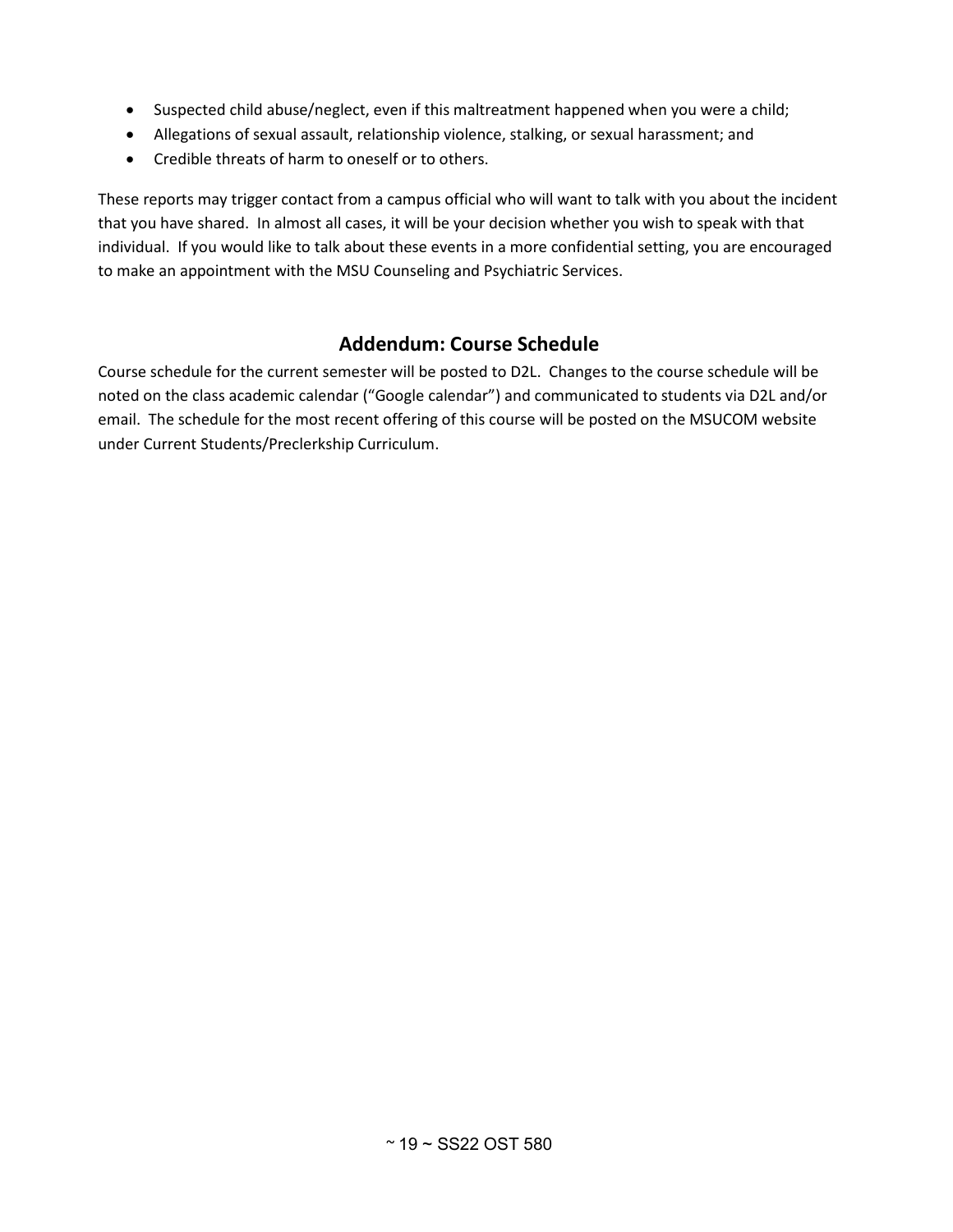- Suspected child abuse/neglect, even if this maltreatment happened when you were a child;
- Allegations of sexual assault, relationship violence, stalking, or sexual harassment; and
- Credible threats of harm to oneself or to others.

These reports may trigger contact from a campus official who will want to talk with you about the incident that you have shared. In almost all cases, it will be your decision whether you wish to speak with that individual. If you would like to talk about these events in a more confidential setting, you are encouraged to make an appointment with the MSU Counseling and Psychiatric Services.

## Addendum: Course Schedule

Course schedule for the current semester will be posted to D2L. Changes to the course schedule will be noted on the class academic calendar ("Google calendar") and communicated to students via D2L and/or email. The schedule for the most recent offering of this course will be posted on the MSUCOM website under Current Students/Preclerkship Curriculum.